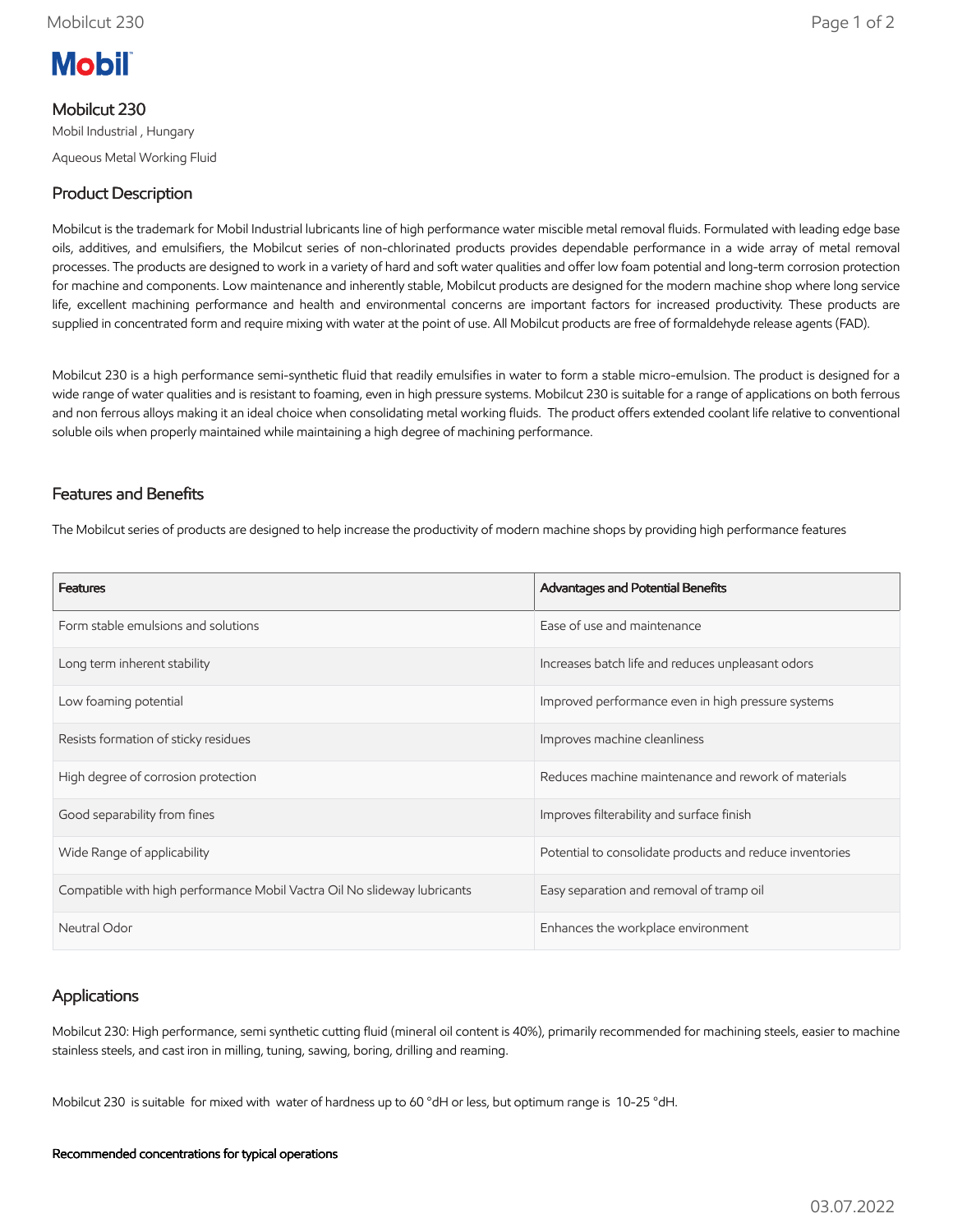# Mobilcut 230

Mobil Industrial , Hungary

Aqueous Metal Working Fluid

## Product Description

Mobilcut is the trademark for Mobil Industrial lubricants line of high performance water miscible metal removal fluids. Formulated with leading edge base oils, additives, and emulsifiers, the Mobilcut series of non-chlorinated products provides dependable performance in a wide array of metal removal processes. The products are designed to work in a variety of hard and soft water qualities and offer low foam potential and long-term corrosion protection for machine and components. Low maintenance and inherently stable, Mobilcut products are designed for the modern machine shop where long service life, excellent machining performance and health and environmental concerns are important factors for increased productivity. These products are supplied in concentrated form and require mixing with water at the point of use. All Mobilcut products are free of formaldehyde release agents (FAD).

Mobilcut 230 is a high performance semi-synthetic fluid that readily emulsifies in water to form a stable micro-emulsion. The product is designed for a wide range of water qualities and is resistant to foaming, even in high pressure systems. Mobilcut 230 is suitable for a range of applications on both ferrous and non ferrous alloys making it an ideal choice when consolidating metal working fluids. The product offers extended coolant life relative to conventional soluble oils when properly maintained while maintaining a high degree of machining performance.

## Features and Benefits

The Mobilcut series of products are designed to help increase the productivity of modern machine shops by providing high performance features

| Features | Advantages and Potential Benefits |
| --- | --- |
| Form stable emulsions and solutions | Ease of use and maintenance |
| Long term inherent stability | Increases batch life and reduces unpleasant odors |
| Low foaming potential | Improved performance even in high pressure systems |
| Resists formation of sticky residues | Improves machine cleanliness |
| High degree of corrosion protection | Reduces machine maintenance and rework of materials |
| Good separability from fines | Improves filterability and surface finish |
| Wide Range of applicability | Potential to consolidate products and reduce inventories |
| Compatible with high performance Mobil Vactra Oil No slideway lubricants | Easy separation and removal of tramp oil |
| Neutral Odor | Enhances the workplace environment |

## Applications

Mobilcut 230: High performance, semi synthetic cutting fluid (mineral oil content is 40%), primarily recommended for machining steels, easier to machine stainless steels, and cast iron in milling, tuning, sawing, boring, drilling and reaming.

Mobilcut 230 is suitable for mixed with water of hardness up to 60 °dH or less, but optimum range is 10-25 °dH.

**Recommended concentrations for typical operations**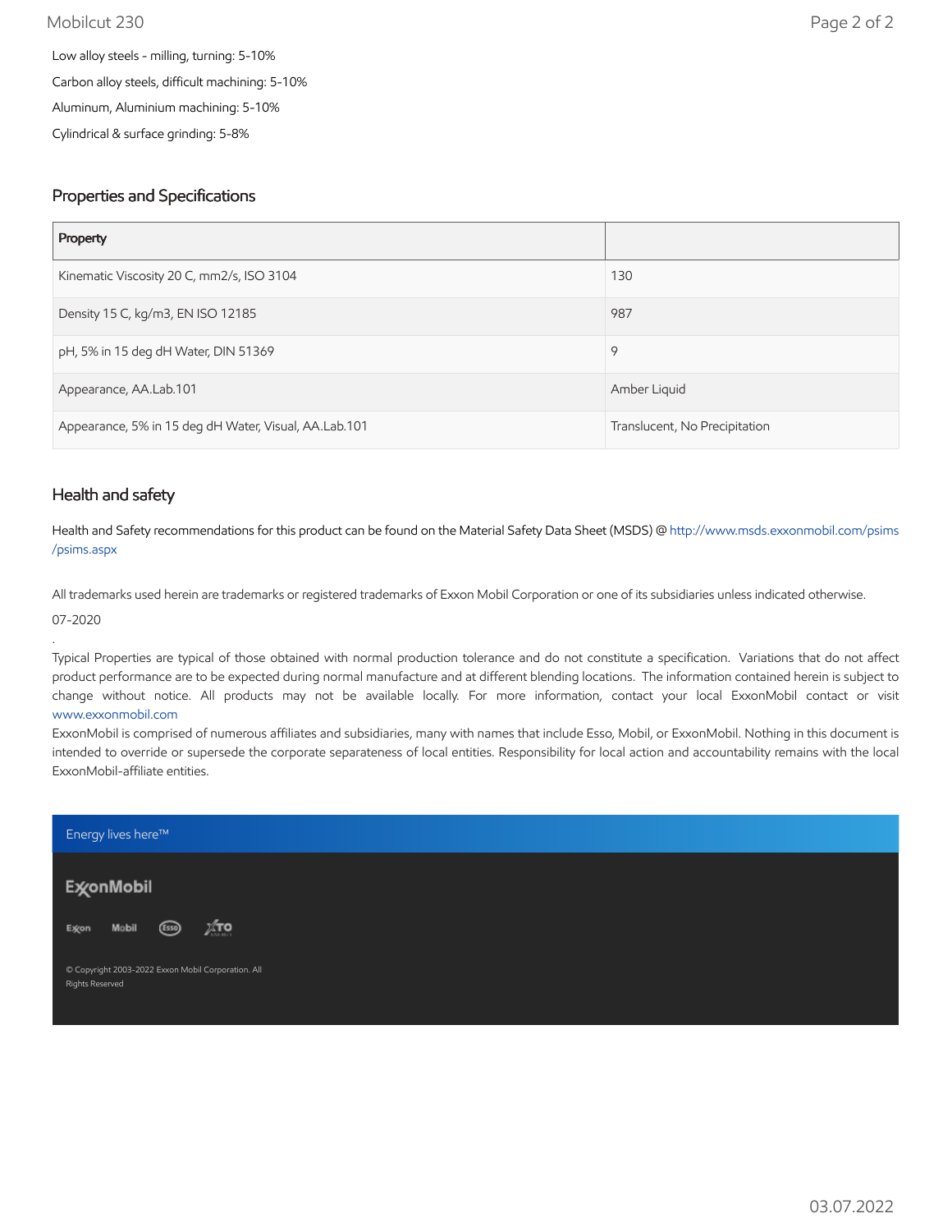Low alloy steels - milling, turning: 5-10%

Carbon alloy steels, difficult machining: 5-10%

Aluminum, Aluminium machining: 5-10%

Cylindrical & surface grinding: 5-8%

## Properties and Specifications

| Property | |
|---|---|
| Kinematic Viscosity 20 C, mm2/s, ISO 3104 | 130 |
| Density 15 C, kg/m3, EN ISO 12185 | 987 |
| pH, 5% in 15 deg dH Water, DIN 51369 | 9 |
| Appearance, AA.Lab.101 | Amber Liquid |
| Appearance, 5% in 15 deg dH Water, Visual, AA.Lab.101 | Translucent, No Precipitation |

## Health and safety

Health and Safety recommendations for this product can be found on the Material Safety Data Sheet (MSDS) @ http://www.msds.exxonmobil.com/psims/psims.aspx

All trademarks used herein are trademarks or registered trademarks of Exxon Mobil Corporation or one of its subsidiaries unless indicated otherwise.

07-2020

.

Typical Properties are typical of those obtained with normal production tolerance and do not constitute a specification. Variations that do not affect product performance are to be expected during normal manufacture and at different blending locations. The information contained herein is subject to change without notice. All products may not be available locally. For more information, contact your local ExxonMobil contact or visit www.exxonmobil.com

ExxonMobil is comprised of numerous affiliates and subsidiaries, many with names that include Esso, Mobil, or ExxonMobil. Nothing in this document is intended to override or supersede the corporate separateness of local entities. Responsibility for local action and accountability remains with the local ExxonMobil-affiliate entities.

Energy lives here™

ExxonMobil

Exxon Mobil Esso XTO

© Copyright 2003-2022 Exxon Mobil Corporation. All Rights Reserved

03.07.2022